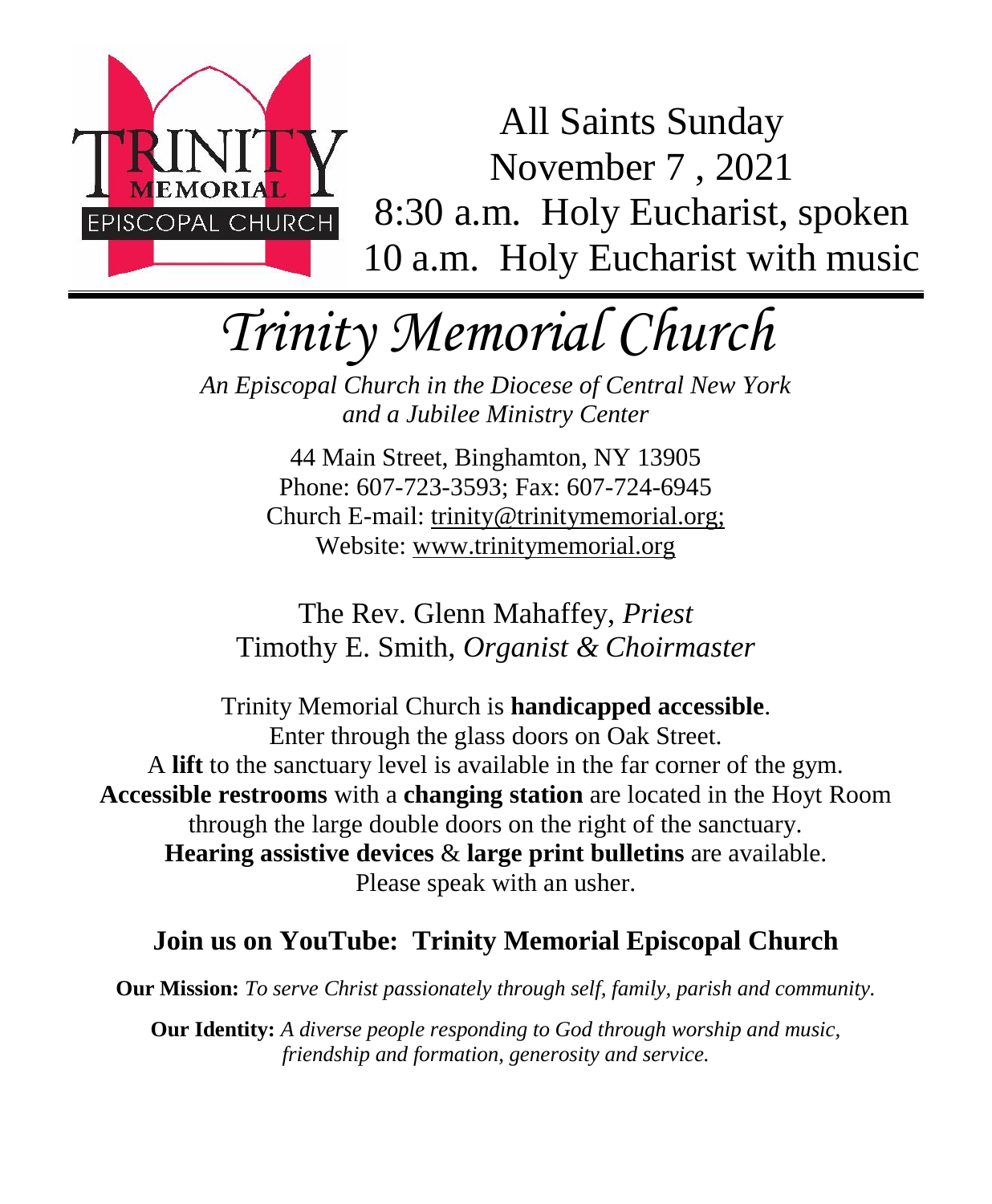TRINITY MEMORIAL EPISCOPAL CHURCH

All Saints Sunday
November 7 , 2021
8:30 a.m. Holy Eucharist, spoken
10 a.m. Holy Eucharist with music

# *Trinity Memorial Church*

*An Episcopal Church in the Diocese of Central New York and a Jubilee Ministry Center*

44 Main Street, Binghamton, NY 13905
Phone: 607-723-3593; Fax: 607-724-6945
Church E-mail: trinity@trinitymemorial.org;
Website: www.trinitymemorial.org

The Rev. Glenn Mahaffey, *Priest*
Timothy E. Smith, *Organist & Choirmaster*

Trinity Memorial Church is **handicapped accessible**.
Enter through the glass doors on Oak Street.
A **lift** to the sanctuary level is available in the far corner of the gym.
**Accessible restrooms** with a **changing station** are located in the Hoyt Room through the large double doors on the right of the sanctuary.
**Hearing assistive devices** & **large print bulletins** are available.
Please speak with an usher.

## Join us on YouTube: Trinity Memorial Episcopal Church

**Our Mission:** *To serve Christ passionately through self, family, parish and community.*

**Our Identity:** *A diverse people responding to God through worship and music, friendship and formation, generosity and service.*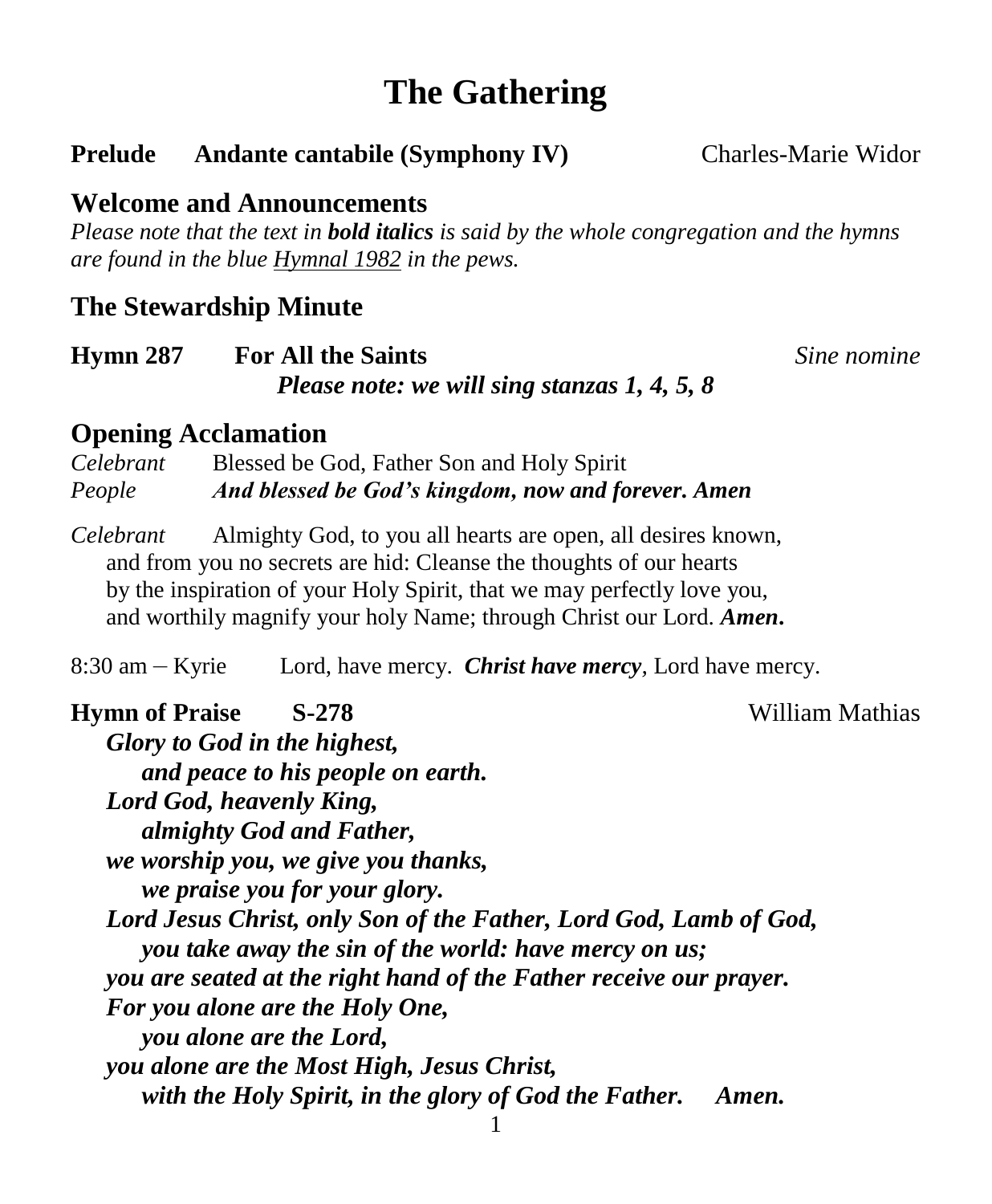# The Gathering

**Prelude  Andante cantabile (Symphony IV)**  Charles-Marie Widor

## Welcome and Announcements

*Please note that the text in* ***bold italics*** *is said by the whole congregation and the hymns are found in the blue Hymnal 1982 in the pews.*

## The Stewardship Minute

**Hymn 287  For All the Saints**  *Sine nomine*

***Please note: we will sing stanzas 1, 4, 5, 8***

## Opening Acclamation

*Celebrant*  Blessed be God, Father Son and Holy Spirit
*People*  ***And blessed be God's kingdom, now and forever. Amen***

*Celebrant*  Almighty God, to you all hearts are open, all desires known, and from you no secrets are hid: Cleanse the thoughts of our hearts by the inspiration of your Holy Spirit, that we may perfectly love you, and worthily magnify your holy Name; through Christ our Lord. ***Amen.***

8:30 am – Kyrie  Lord, have mercy. ***Christ have mercy,*** Lord have mercy.

**Hymn of Praise  S-278**  William Mathias

***Glory to God in the highest,***
  ***and peace to his people on earth.***
***Lord God, heavenly King,***
  ***almighty God and Father,***
***we worship you, we give you thanks,***
  ***we praise you for your glory.***
***Lord Jesus Christ, only Son of the Father, Lord God, Lamb of God,***
  ***you take away the sin of the world: have mercy on us;***
***you are seated at the right hand of the Father receive our prayer.***
***For you alone are the Holy One,***
  ***you alone are the Lord,***
***you alone are the Most High, Jesus Christ,***
  ***with the Holy Spirit, in the glory of God the Father.  Amen.***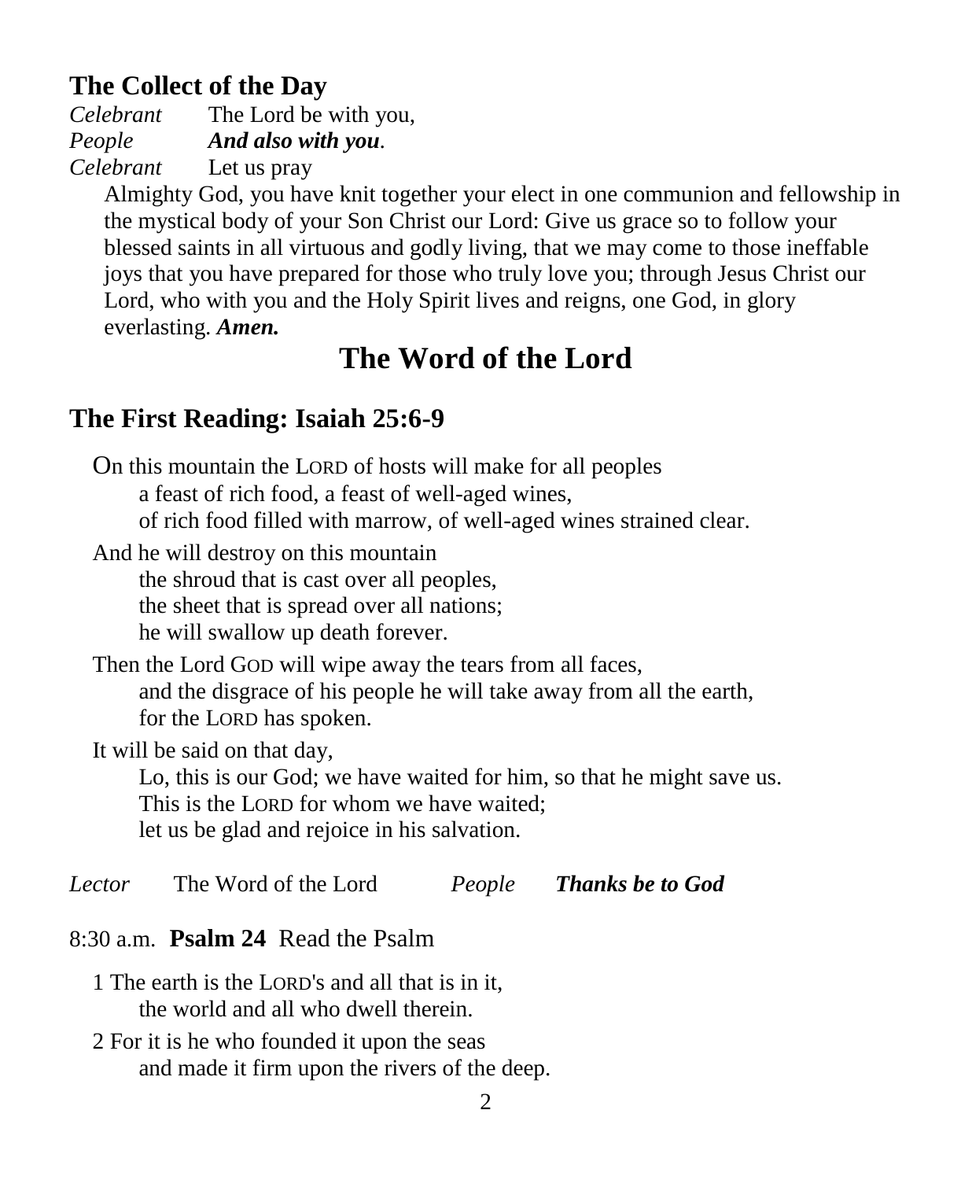## The Collect of the Day

*Celebrant* The Lord be with you,
*People* ***And also with you***.
*Celebrant* Let us pray

Almighty God, you have knit together your elect in one communion and fellowship in the mystical body of your Son Christ our Lord: Give us grace so to follow your blessed saints in all virtuous and godly living, that we may come to those ineffable joys that you have prepared for those who truly love you; through Jesus Christ our Lord, who with you and the Holy Spirit lives and reigns, one God, in glory everlasting. ***Amen.***

# The Word of the Lord

## The First Reading: Isaiah 25:6-9

On this mountain the LORD of hosts will make for all peoples
a feast of rich food, a feast of well-aged wines,
of rich food filled with marrow, of well-aged wines strained clear.

And he will destroy on this mountain
the shroud that is cast over all peoples,
the sheet that is spread over all nations;
he will swallow up death forever.

Then the Lord GOD will wipe away the tears from all faces,
and the disgrace of his people he will take away from all the earth,
for the LORD has spoken.

It will be said on that day,
Lo, this is our God; we have waited for him, so that he might save us.
This is the LORD for whom we have waited;
let us be glad and rejoice in his salvation.

*Lector* The Word of the Lord *People* ***Thanks be to God***

8:30 a.m. **Psalm 24** Read the Psalm

1 The earth is the LORD's and all that is in it,
the world and all who dwell therein.

2 For it is he who founded it upon the seas
and made it firm upon the rivers of the deep.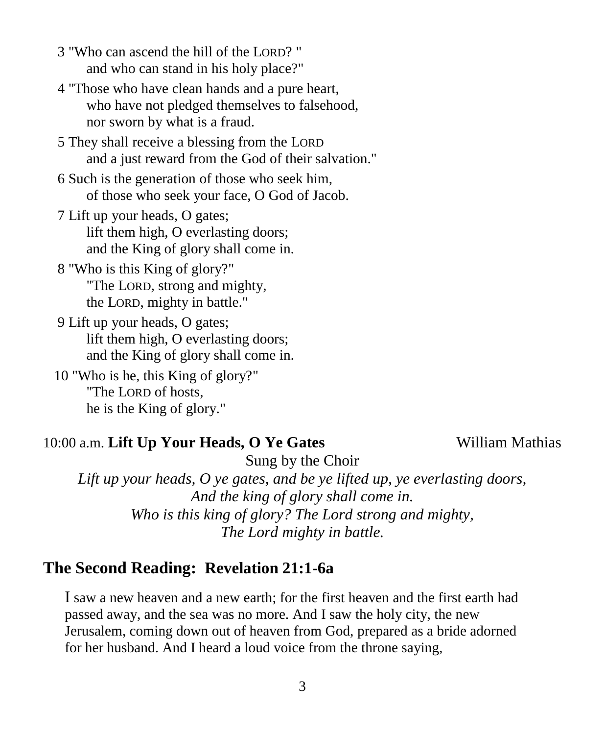3 "Who can ascend the hill of the LORD? "
  and who can stand in his holy place?"

4 "Those who have clean hands and a pure heart,
  who have not pledged themselves to falsehood,
  nor sworn by what is a fraud.

5 They shall receive a blessing from the LORD
  and a just reward from the God of their salvation."

6 Such is the generation of those who seek him,
  of those who seek your face, O God of Jacob.

7 Lift up your heads, O gates;
  lift them high, O everlasting doors;
  and the King of glory shall come in.

8 "Who is this King of glory?"
  "The LORD, strong and mighty,
  the LORD, mighty in battle."

9 Lift up your heads, O gates;
  lift them high, O everlasting doors;
  and the King of glory shall come in.

10 "Who is he, this King of glory?"
  "The LORD of hosts,
  he is the King of glory."

10:00 a.m. **Lift Up Your Heads, O Ye Gates** William Mathias

Sung by the Choir

*Lift up your heads, O ye gates, and be ye lifted up, ye everlasting doors,*
*And the king of glory shall come in.*
*Who is this king of glory? The Lord strong and mighty,*
*The Lord mighty in battle.*

## The Second Reading: Revelation 21:1-6a

I saw a new heaven and a new earth; for the first heaven and the first earth had passed away, and the sea was no more. And I saw the holy city, the new Jerusalem, coming down out of heaven from God, prepared as a bride adorned for her husband. And I heard a loud voice from the throne saying,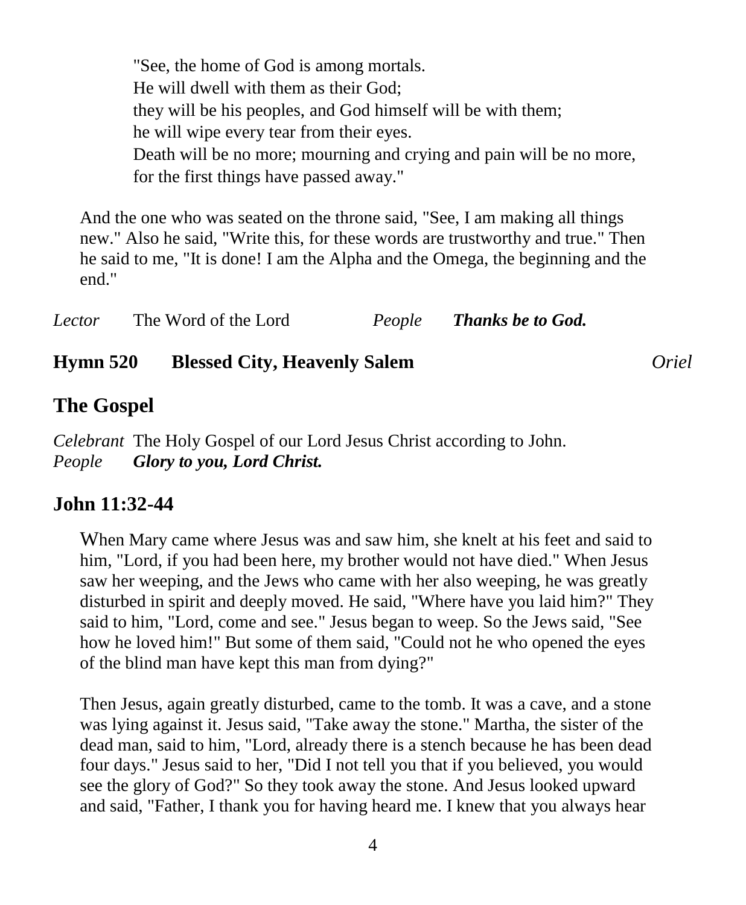"See, the home of God is among mortals.
He will dwell with them as their God;
they will be his peoples, and God himself will be with them;
he will wipe every tear from their eyes.
Death will be no more; mourning and crying and pain will be no more,
for the first things have passed away."

And the one who was seated on the throne said, "See, I am making all things new." Also he said, "Write this, for these words are trustworthy and true." Then he said to me, "It is done! I am the Alpha and the Omega, the beginning and the end."

*Lector* The Word of the Lord *People* ***Thanks be to God.***

**Hymn 520 Blessed City, Heavenly Salem** *Oriel*

## The Gospel

*Celebrant* The Holy Gospel of our Lord Jesus Christ according to John.
*People* ***Glory to you, Lord Christ.***

## John 11:32-44

When Mary came where Jesus was and saw him, she knelt at his feet and said to him, "Lord, if you had been here, my brother would not have died." When Jesus saw her weeping, and the Jews who came with her also weeping, he was greatly disturbed in spirit and deeply moved. He said, "Where have you laid him?" They said to him, "Lord, come and see." Jesus began to weep. So the Jews said, "See how he loved him!" But some of them said, "Could not he who opened the eyes of the blind man have kept this man from dying?"

Then Jesus, again greatly disturbed, came to the tomb. It was a cave, and a stone was lying against it. Jesus said, "Take away the stone." Martha, the sister of the dead man, said to him, "Lord, already there is a stench because he has been dead four days." Jesus said to her, "Did I not tell you that if you believed, you would see the glory of God?" So they took away the stone. And Jesus looked upward and said, "Father, I thank you for having heard me. I knew that you always hear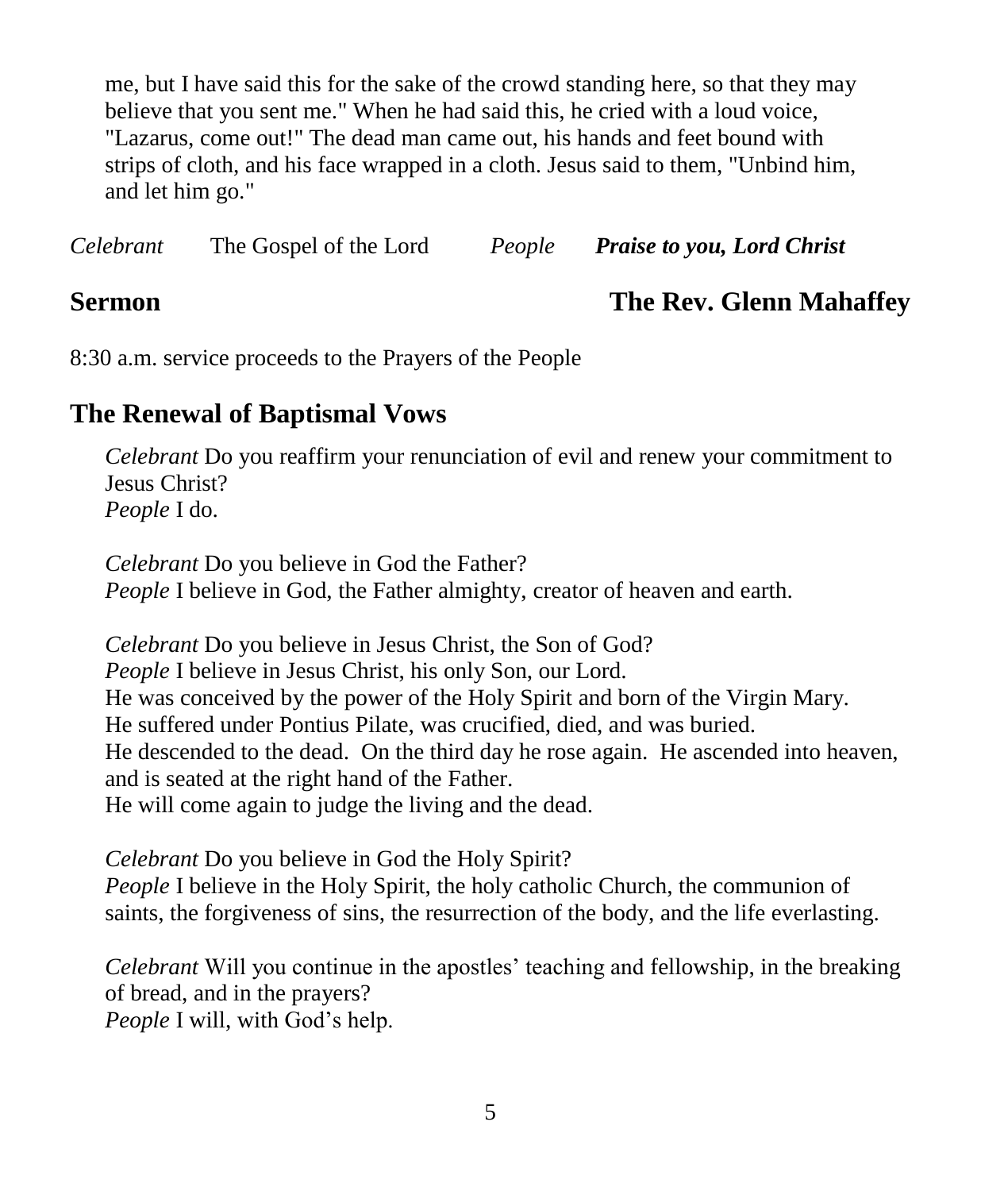me, but I have said this for the sake of the crowd standing here, so that they may believe that you sent me." When he had said this, he cried with a loud voice, "Lazarus, come out!" The dead man came out, his hands and feet bound with strips of cloth, and his face wrapped in a cloth. Jesus said to them, "Unbind him, and let him go."

*Celebrant* The Gospel of the Lord *People* ***Praise to you, Lord Christ***

**Sermon** **The Rev. Glenn Mahaffey**

8:30 a.m. service proceeds to the Prayers of the People

## The Renewal of Baptismal Vows

*Celebrant* Do you reaffirm your renunciation of evil and renew your commitment to Jesus Christ?
*People* I do.

*Celebrant* Do you believe in God the Father?
*People* I believe in God, the Father almighty, creator of heaven and earth.

*Celebrant* Do you believe in Jesus Christ, the Son of God?
*People* I believe in Jesus Christ, his only Son, our Lord.
He was conceived by the power of the Holy Spirit and born of the Virgin Mary.
He suffered under Pontius Pilate, was crucified, died, and was buried.
He descended to the dead. On the third day he rose again. He ascended into heaven, and is seated at the right hand of the Father.
He will come again to judge the living and the dead.

*Celebrant* Do you believe in God the Holy Spirit?
*People* I believe in the Holy Spirit, the holy catholic Church, the communion of saints, the forgiveness of sins, the resurrection of the body, and the life everlasting.

*Celebrant* Will you continue in the apostles' teaching and fellowship, in the breaking of bread, and in the prayers?
*People* I will, with God's help.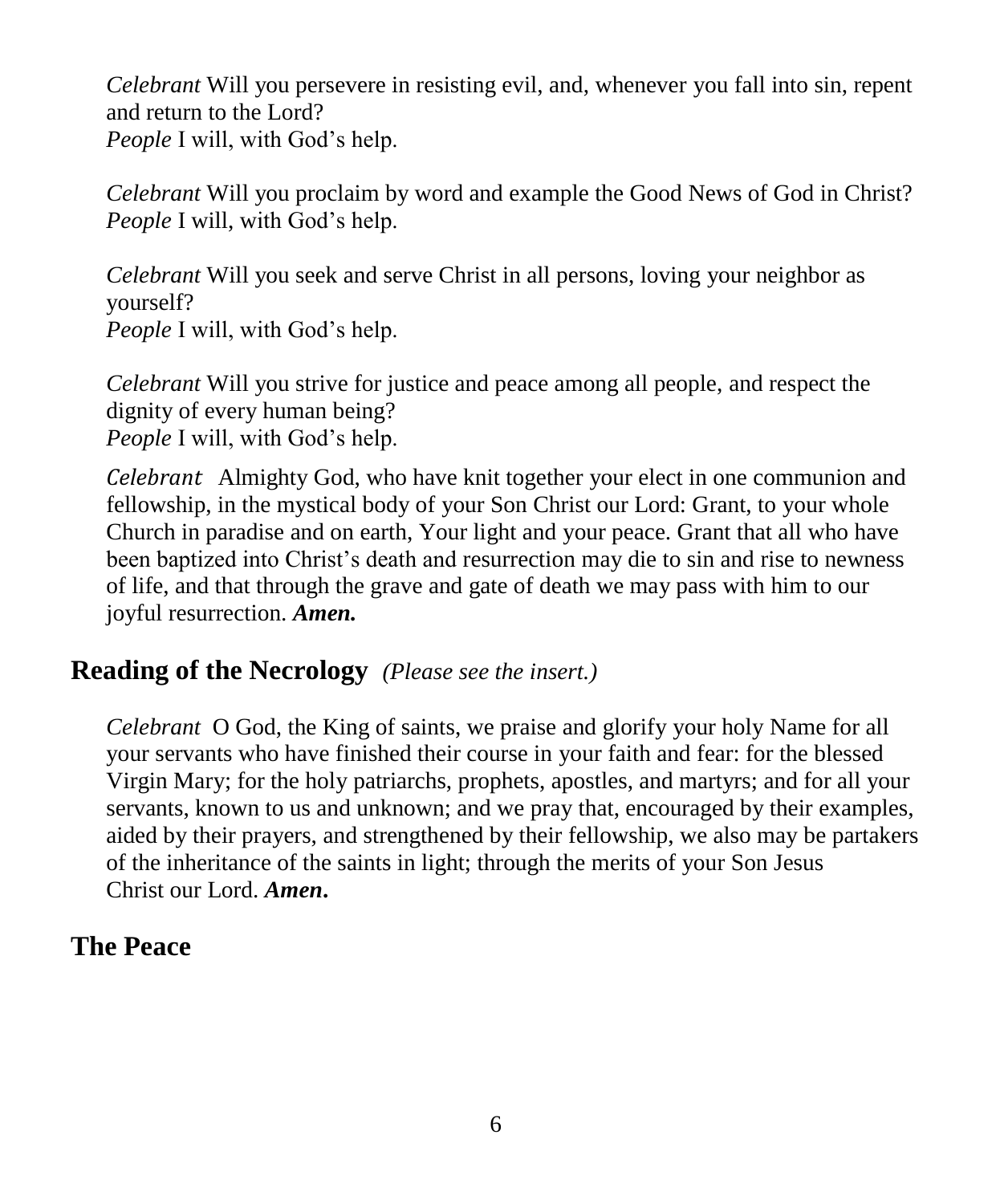*Celebrant* Will you persevere in resisting evil, and, whenever you fall into sin, repent and return to the Lord?
*People* I will, with God's help.

*Celebrant* Will you proclaim by word and example the Good News of God in Christ?
*People* I will, with God's help.

*Celebrant* Will you seek and serve Christ in all persons, loving your neighbor as yourself?
*People* I will, with God's help.

*Celebrant* Will you strive for justice and peace among all people, and respect the dignity of every human being?
*People* I will, with God's help.

*Celebrant* Almighty God, who have knit together your elect in one communion and fellowship, in the mystical body of your Son Christ our Lord: Grant, to your whole Church in paradise and on earth, Your light and your peace. Grant that all who have been baptized into Christ's death and resurrection may die to sin and rise to newness of life, and that through the grave and gate of death we may pass with him to our joyful resurrection. ***Amen.***

## Reading of the Necrology *(Please see the insert.)*

*Celebrant* O God, the King of saints, we praise and glorify your holy Name for all your servants who have finished their course in your faith and fear: for the blessed Virgin Mary; for the holy patriarchs, prophets, apostles, and martyrs; and for all your servants, known to us and unknown; and we pray that, encouraged by their examples, aided by their prayers, and strengthened by their fellowship, we also may be partakers of the inheritance of the saints in light; through the merits of your Son Jesus Christ our Lord. ***Amen*.**

## The Peace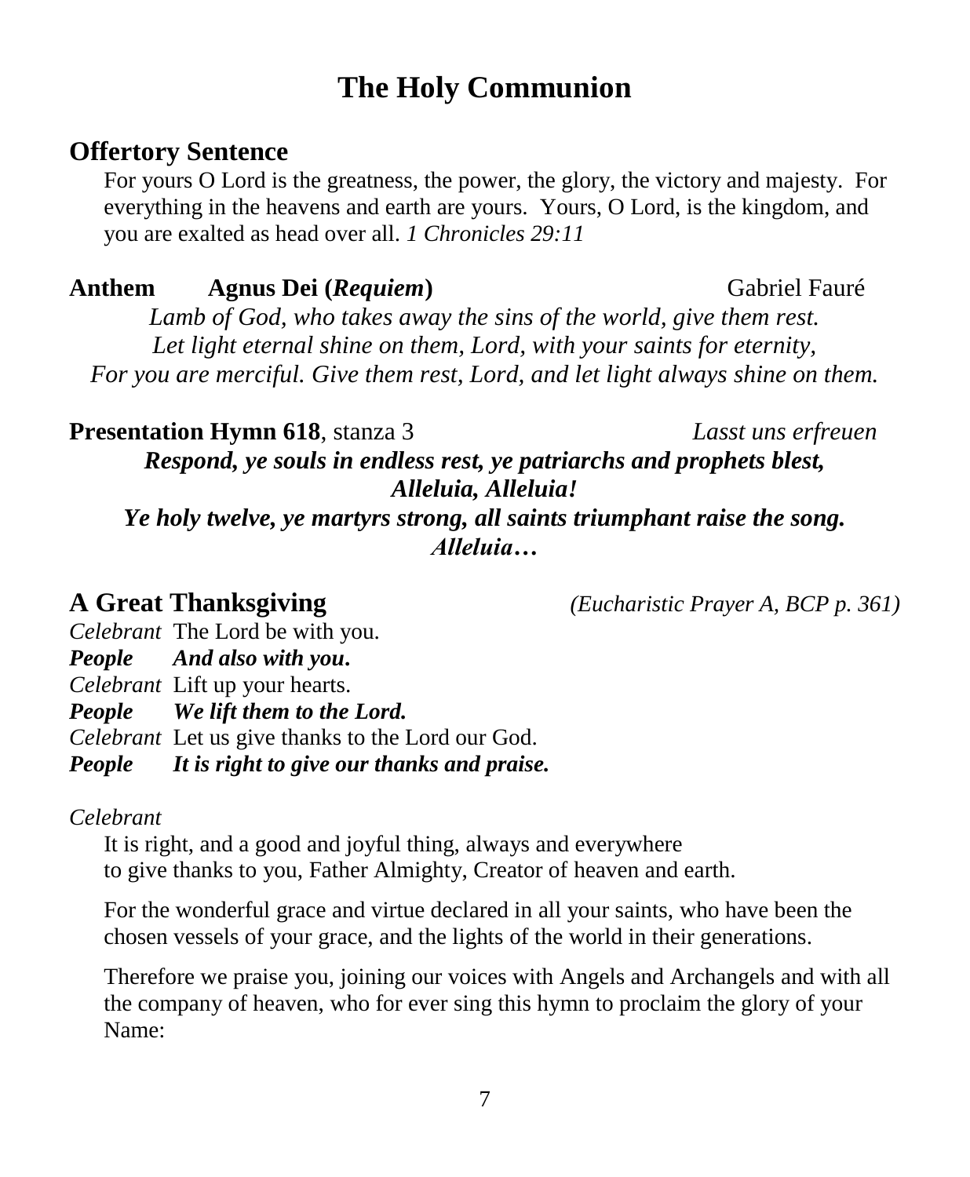# The Holy Communion

## Offertory Sentence

For yours O Lord is the greatness, the power, the glory, the victory and majesty. For everything in the heavens and earth are yours. Yours, O Lord, is the kingdom, and you are exalted as head over all. *1 Chronicles 29:11*

**Anthem** **Agnus Dei (*Requiem*)** Gabriel Fauré

*Lamb of God, who takes away the sins of the world, give them rest.*
*Let light eternal shine on them, Lord, with your saints for eternity,*
*For you are merciful. Give them rest, Lord, and let light always shine on them.*

**Presentation Hymn 618**, stanza 3 *Lasst uns erfreuen*

***Respond, ye souls in endless rest, ye patriarchs and prophets blest,***
***Alleluia, Alleluia!***
***Ye holy twelve, ye martyrs strong, all saints triumphant raise the song.***
***Alleluia…***

## A Great Thanksgiving

*(Eucharistic Prayer A, BCP p. 361)*

*Celebrant* The Lord be with you.
***People*** ***And also with you.***
*Celebrant* Lift up your hearts.
***People*** ***We lift them to the Lord.***
*Celebrant* Let us give thanks to the Lord our God.
***People*** ***It is right to give our thanks and praise.***

*Celebrant*

It is right, and a good and joyful thing, always and everywhere
to give thanks to you, Father Almighty, Creator of heaven and earth.

For the wonderful grace and virtue declared in all your saints, who have been the chosen vessels of your grace, and the lights of the world in their generations.

Therefore we praise you, joining our voices with Angels and Archangels and with all the company of heaven, who for ever sing this hymn to proclaim the glory of your Name: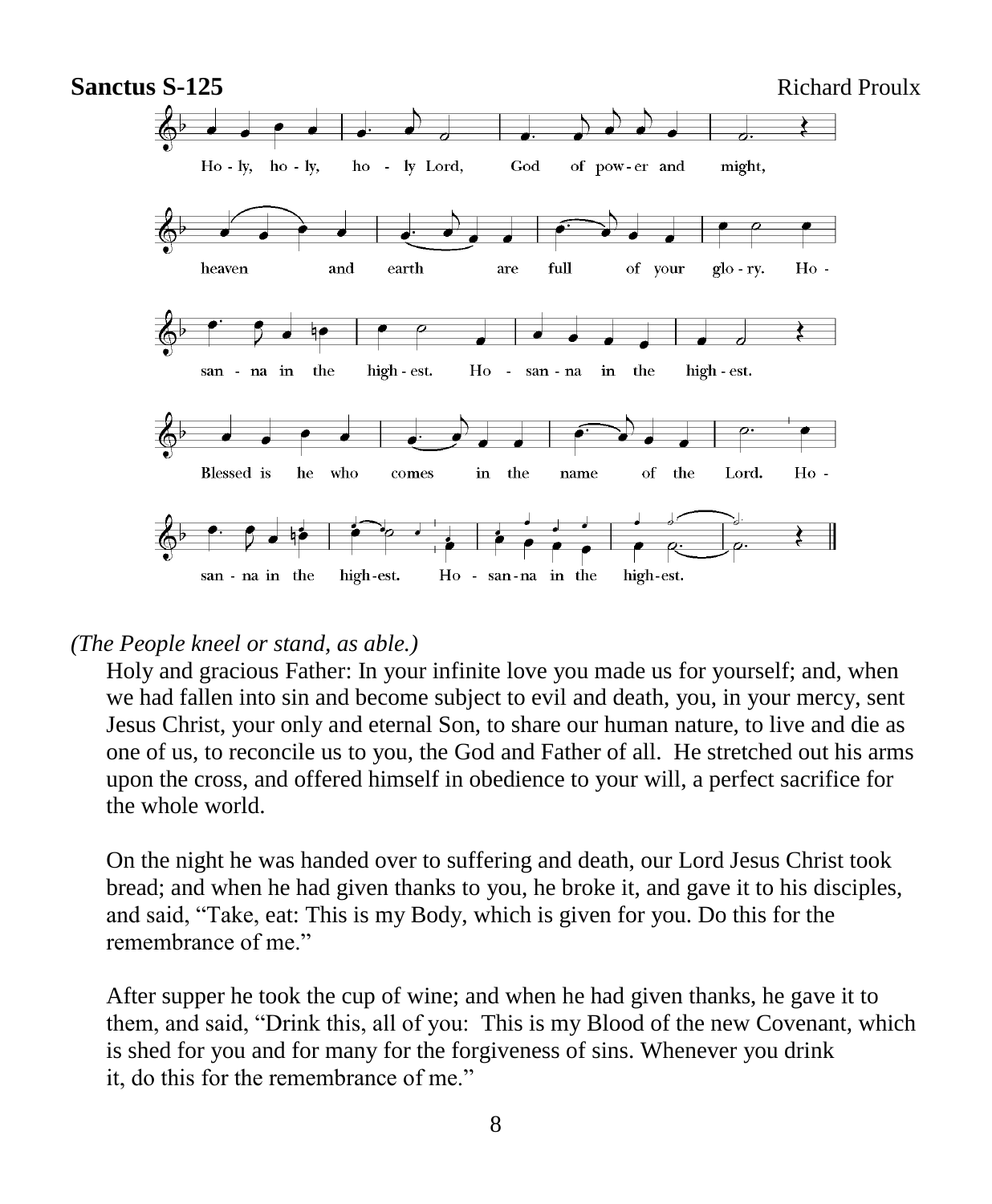**Sanctus S-125** Richard Proulx

Ho - ly, ho - ly, ho - ly Lord, God of pow - er and might,
heaven and earth are full of your glo - ry. Ho -
san - na in the high - est. Ho - san - na in the high - est.
Blessed is he who comes in the name of the Lord. Ho -
san - na in the high-est. Ho - san-na in the high-est.

*(The People kneel or stand, as able.)*

Holy and gracious Father: In your infinite love you made us for yourself; and, when we had fallen into sin and become subject to evil and death, you, in your mercy, sent Jesus Christ, your only and eternal Son, to share our human nature, to live and die as one of us, to reconcile us to you, the God and Father of all. He stretched out his arms upon the cross, and offered himself in obedience to your will, a perfect sacrifice for the whole world.

On the night he was handed over to suffering and death, our Lord Jesus Christ took bread; and when he had given thanks to you, he broke it, and gave it to his disciples, and said, "Take, eat: This is my Body, which is given for you. Do this for the remembrance of me."

After supper he took the cup of wine; and when he had given thanks, he gave it to them, and said, "Drink this, all of you: This is my Blood of the new Covenant, which is shed for you and for many for the forgiveness of sins. Whenever you drink it, do this for the remembrance of me."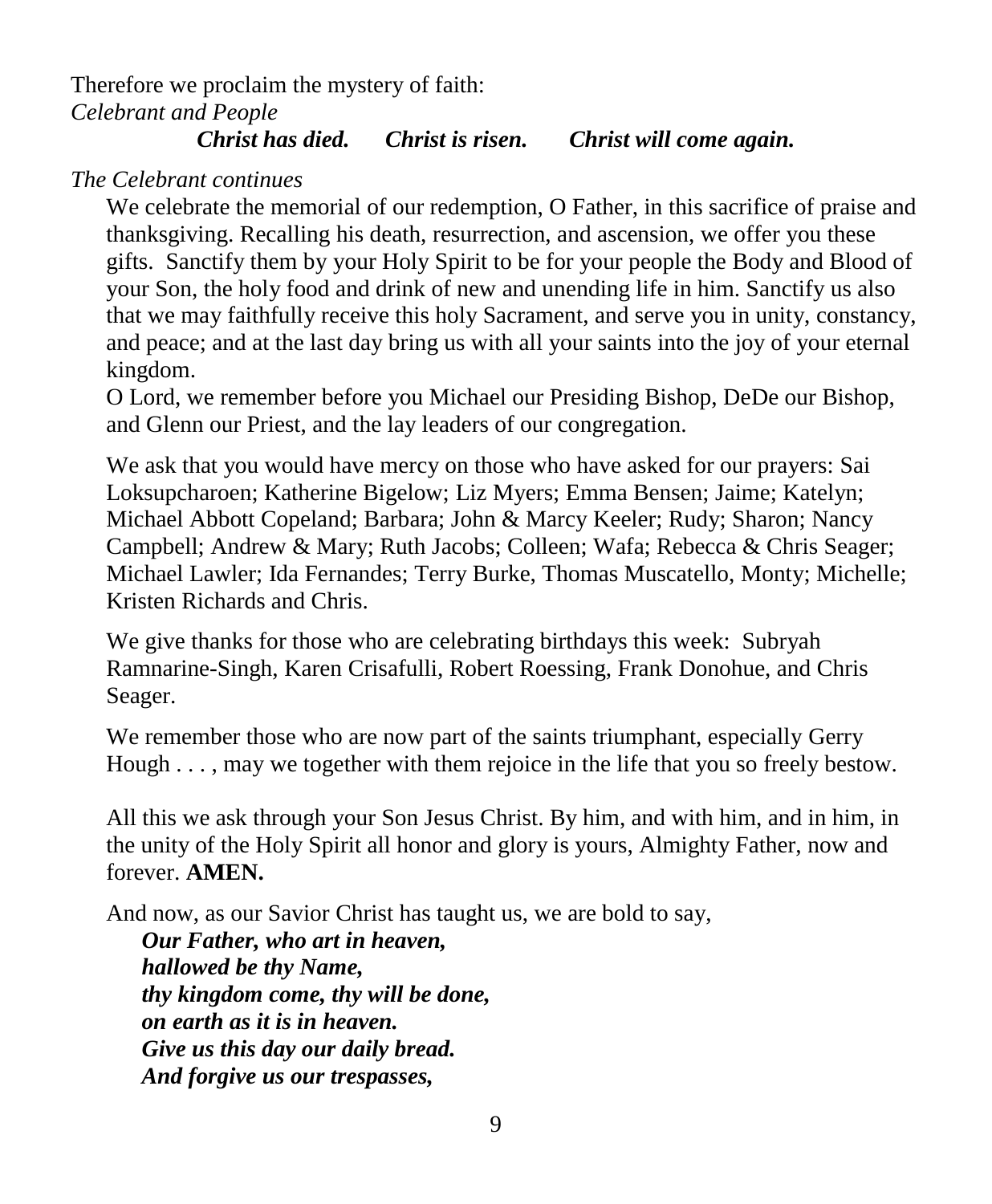Therefore we proclaim the mystery of faith:
*Celebrant and People*

***Christ has died. Christ is risen. Christ will come again.***

*The Celebrant continues*

We celebrate the memorial of our redemption, O Father, in this sacrifice of praise and thanksgiving. Recalling his death, resurrection, and ascension, we offer you these gifts. Sanctify them by your Holy Spirit to be for your people the Body and Blood of your Son, the holy food and drink of new and unending life in him. Sanctify us also that we may faithfully receive this holy Sacrament, and serve you in unity, constancy, and peace; and at the last day bring us with all your saints into the joy of your eternal kingdom.
O Lord, we remember before you Michael our Presiding Bishop, DeDe our Bishop, and Glenn our Priest, and the lay leaders of our congregation.

We ask that you would have mercy on those who have asked for our prayers: Sai Loksupcharoen; Katherine Bigelow; Liz Myers; Emma Bensen; Jaime; Katelyn; Michael Abbott Copeland; Barbara; John & Marcy Keeler; Rudy; Sharon; Nancy Campbell; Andrew & Mary; Ruth Jacobs; Colleen; Wafa; Rebecca & Chris Seager; Michael Lawler; Ida Fernandes; Terry Burke, Thomas Muscatello, Monty; Michelle; Kristen Richards and Chris.

We give thanks for those who are celebrating birthdays this week: Subryah Ramnarine-Singh, Karen Crisafulli, Robert Roessing, Frank Donohue, and Chris Seager.

We remember those who are now part of the saints triumphant, especially Gerry Hough . . . , may we together with them rejoice in the life that you so freely bestow.

All this we ask through your Son Jesus Christ. By him, and with him, and in him, in the unity of the Holy Spirit all honor and glory is yours, Almighty Father, now and forever. **AMEN.**

And now, as our Savior Christ has taught us, we are bold to say,

***Our Father, who art in heaven,***
***hallowed be thy Name,***
***thy kingdom come, thy will be done,***
***on earth as it is in heaven.***
***Give us this day our daily bread.***
***And forgive us our trespasses,***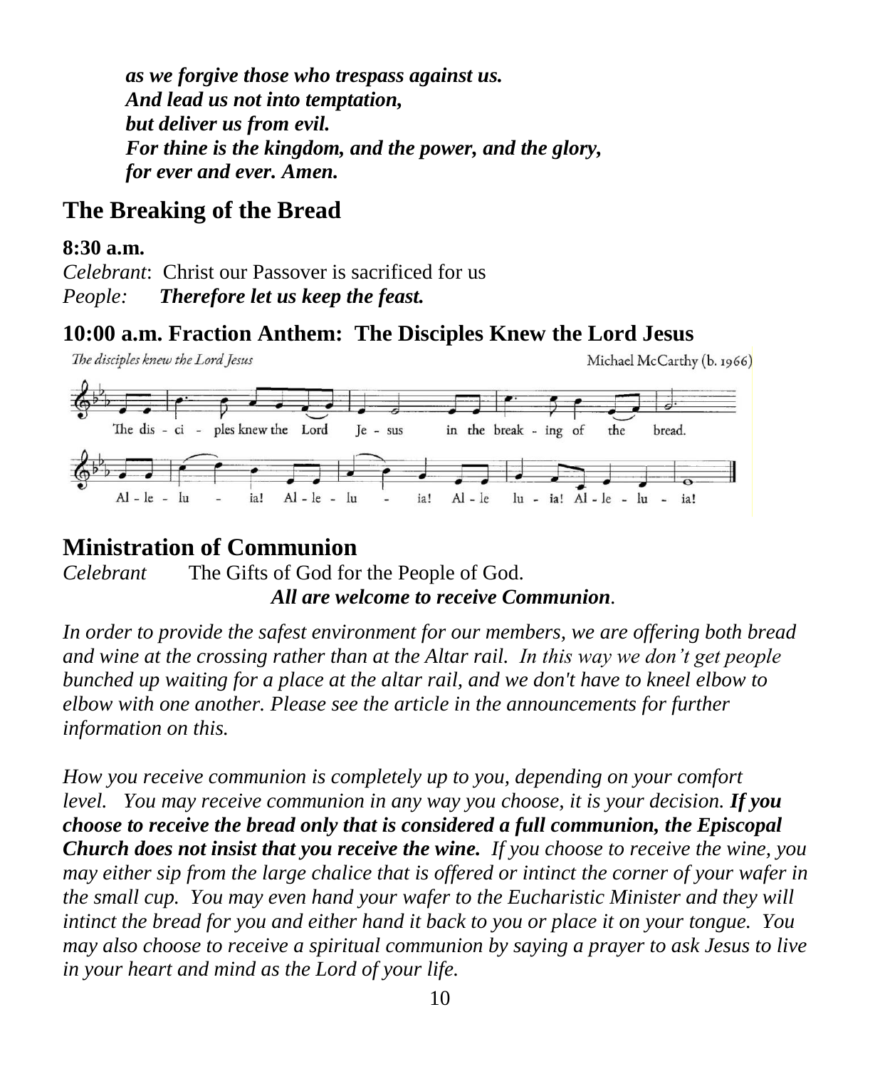*as we forgive those who trespass against us.*
***And lead us not into temptation,***
***but deliver us from evil.***
***For thine is the kingdom, and the power, and the glory,***
***for ever and ever. Amen.***

## The Breaking of the Bread

**8:30 a.m.**

*Celebrant*: Christ our Passover is sacrificed for us
*People:* ***Therefore let us keep the feast.***

## 10:00 a.m. Fraction Anthem: The Disciples Knew the Lord Jesus

*The disciples knew the Lord Jesus* Michael McCarthy (b. 1966)

The dis - ci - ples knew the Lord Je - sus in the break - ing of the bread.

Al - le - lu - ia! Al - le - lu - ia! Al - le lu - ia! Al - le - lu - ia!

## Ministration of Communion

*Celebrant* The Gifts of God for the People of God.
***All are welcome to receive Communion.***

*In order to provide the safest environment for our members, we are offering both bread and wine at the crossing rather than at the Altar rail. In this way we don't get people bunched up waiting for a place at the altar rail, and we don't have to kneel elbow to elbow with one another. Please see the article in the announcements for further information on this.*

*How you receive communion is completely up to you, depending on your comfort level. You may receive communion in any way you choose, it is your decision.* ***If you choose to receive the bread only that is considered a full communion, the Episcopal Church does not insist that you receive the wine.*** *If you choose to receive the wine, you may either sip from the large chalice that is offered or intinct the corner of your wafer in the small cup. You may even hand your wafer to the Eucharistic Minister and they will intinct the bread for you and either hand it back to you or place it on your tongue. You may also choose to receive a spiritual communion by saying a prayer to ask Jesus to live in your heart and mind as the Lord of your life.*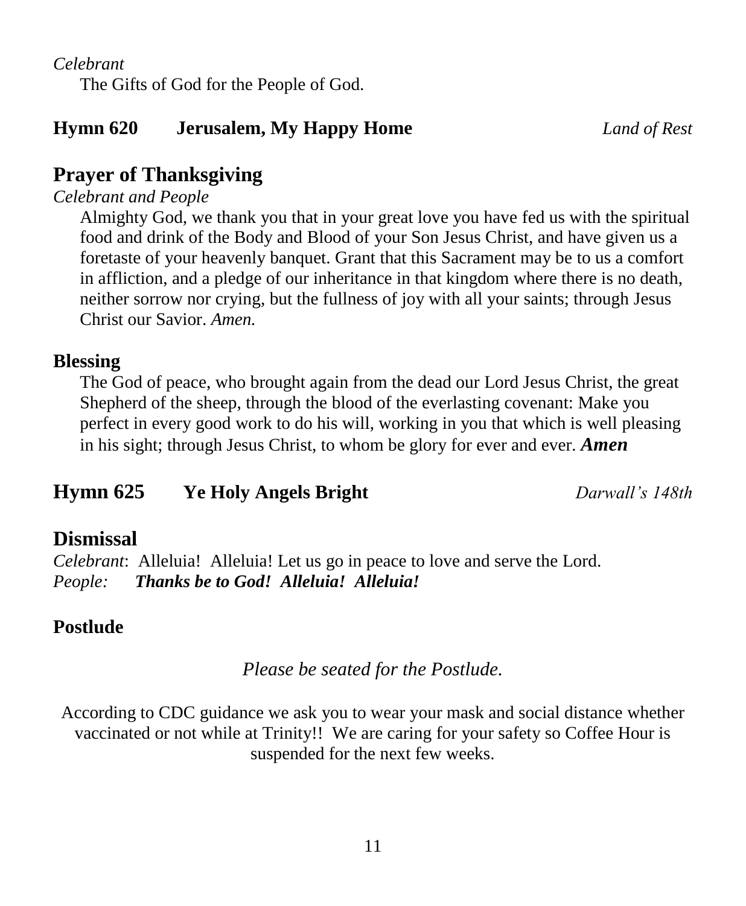*Celebrant*

The Gifts of God for the People of God.

**Hymn 620 Jerusalem, My Happy Home** *Land of Rest*

## Prayer of Thanksgiving

*Celebrant and People*

Almighty God, we thank you that in your great love you have fed us with the spiritual food and drink of the Body and Blood of your Son Jesus Christ, and have given us a foretaste of your heavenly banquet. Grant that this Sacrament may be to us a comfort in affliction, and a pledge of our inheritance in that kingdom where there is no death, neither sorrow nor crying, but the fullness of joy with all your saints; through Jesus Christ our Savior. *Amen.*

### Blessing

The God of peace, who brought again from the dead our Lord Jesus Christ, the great Shepherd of the sheep, through the blood of the everlasting covenant: Make you perfect in every good work to do his will, working in you that which is well pleasing in his sight; through Jesus Christ, to whom be glory for ever and ever. ***Amen***

## Hymn 625 Ye Holy Angels Bright *Darwall's 148th*

## Dismissal

*Celebrant*: Alleluia! Alleluia! Let us go in peace to love and serve the Lord.
*People:* ***Thanks be to God! Alleluia! Alleluia!***

### Postlude

*Please be seated for the Postlude.*

According to CDC guidance we ask you to wear your mask and social distance whether vaccinated or not while at Trinity!! We are caring for your safety so Coffee Hour is suspended for the next few weeks.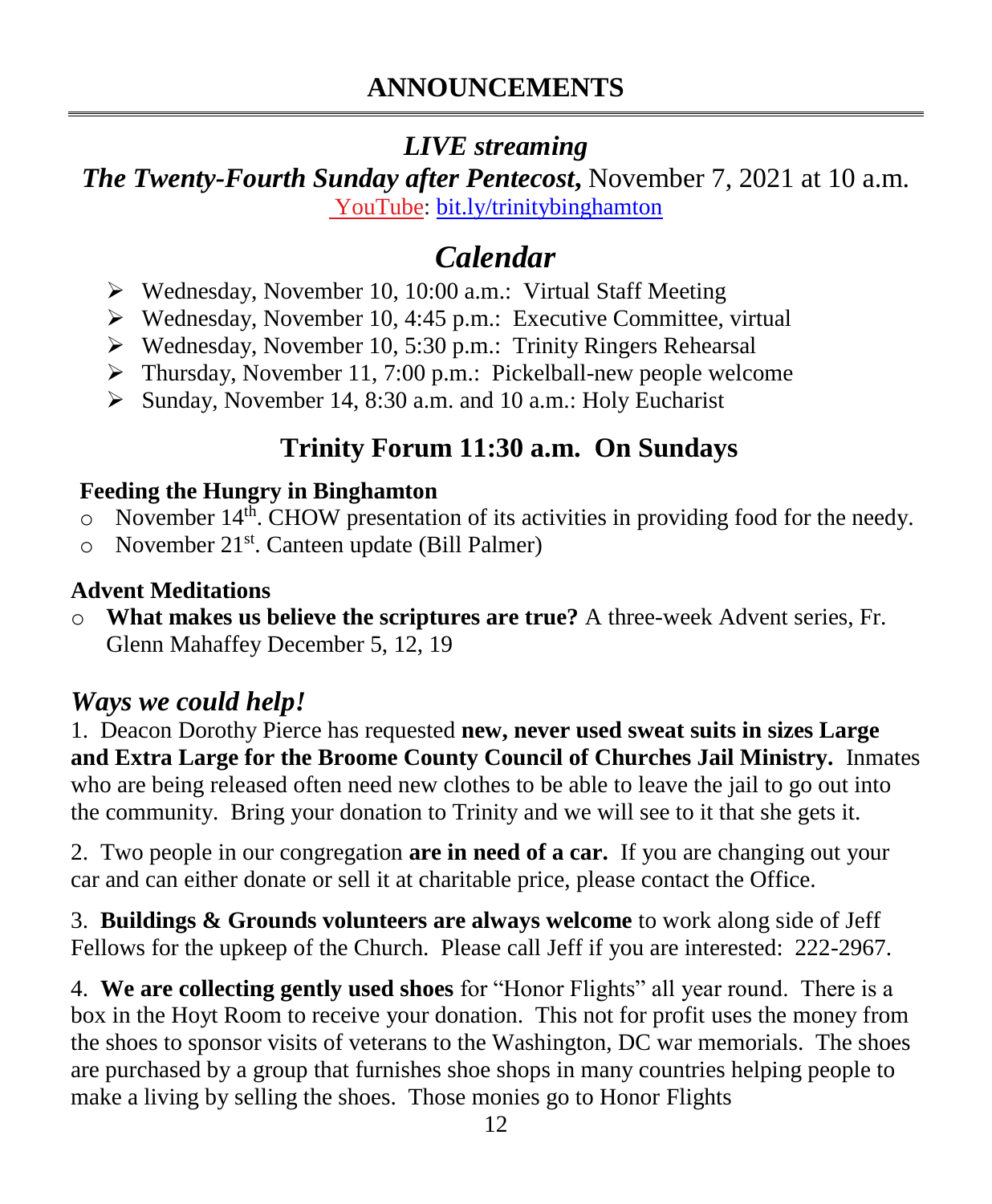# ANNOUNCEMENTS

## *LIVE streaming*

***The Twenty-Fourth Sunday after Pentecost,*** November 7, 2021 at 10 a.m.
YouTube: bit.ly/trinitybinghamton

## *Calendar*

- Wednesday, November 10, 10:00 a.m.: Virtual Staff Meeting
- Wednesday, November 10, 4:45 p.m.: Executive Committee, virtual
- Wednesday, November 10, 5:30 p.m.: Trinity Ringers Rehearsal
- Thursday, November 11, 7:00 p.m.: Pickelball-new people welcome
- Sunday, November 14, 8:30 a.m. and 10 a.m.: Holy Eucharist

## Trinity Forum 11:30 a.m. On Sundays

**Feeding the Hungry in Binghamton**

- November 14th. CHOW presentation of its activities in providing food for the needy.
- November 21st. Canteen update (Bill Palmer)

**Advent Meditations**

- **What makes us believe the scriptures are true?** A three-week Advent series, Fr. Glenn Mahaffey December 5, 12, 19

### *Ways we could help!*

1. Deacon Dorothy Pierce has requested **new, never used sweat suits in sizes Large and Extra Large for the Broome County Council of Churches Jail Ministry.** Inmates who are being released often need new clothes to be able to leave the jail to go out into the community. Bring your donation to Trinity and we will see to it that she gets it.

2. Two people in our congregation **are in need of a car.** If you are changing out your car and can either donate or sell it at charitable price, please contact the Office.

3. **Buildings & Grounds volunteers are always welcome** to work along side of Jeff Fellows for the upkeep of the Church. Please call Jeff if you are interested: 222-2967.

4. **We are collecting gently used shoes** for "Honor Flights" all year round. There is a box in the Hoyt Room to receive your donation. This not for profit uses the money from the shoes to sponsor visits of veterans to the Washington, DC war memorials. The shoes are purchased by a group that furnishes shoe shops in many countries helping people to make a living by selling the shoes. Those monies go to Honor Flights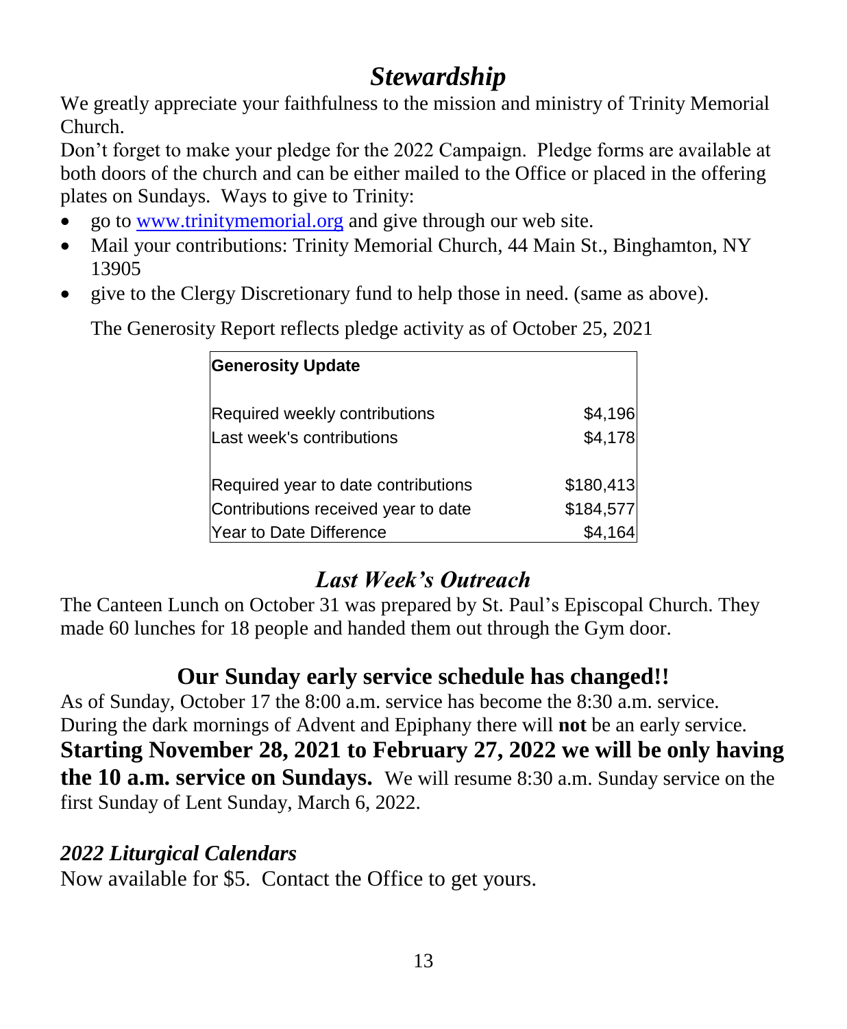## *Stewardship*

We greatly appreciate your faithfulness to the mission and ministry of Trinity Memorial Church.

Don't forget to make your pledge for the 2022 Campaign. Pledge forms are available at both doors of the church and can be either mailed to the Office or placed in the offering plates on Sundays. Ways to give to Trinity:

- go to [www.trinitymemorial.org](http://www.trinitymemorial.org) and give through our web site.
- Mail your contributions: Trinity Memorial Church, 44 Main St., Binghamton, NY 13905
- give to the Clergy Discretionary fund to help those in need. (same as above).

The Generosity Report reflects pledge activity as of October 25, 2021

| **Generosity Update** | |
|---|---|
| Required weekly contributions | $4,196 |
| Last week's contributions | $4,178 |
| | |
| Required year to date contributions | $180,413 |
| Contributions received year to date | $184,577 |
| Year to Date Difference | $4,164 |

## *Last Week's Outreach*

The Canteen Lunch on October 31 was prepared by St. Paul's Episcopal Church. They made 60 lunches for 18 people and handed them out through the Gym door.

## Our Sunday early service schedule has changed!!

As of Sunday, October 17 the 8:00 a.m. service has become the 8:30 a.m. service. During the dark mornings of Advent and Epiphany there will **not** be an early service. **Starting November 28, 2021 to February 27, 2022 we will be only having the 10 a.m. service on Sundays.** We will resume 8:30 a.m. Sunday service on the first Sunday of Lent Sunday, March 6, 2022.

### *2022 Liturgical Calendars*

Now available for $5. Contact the Office to get yours.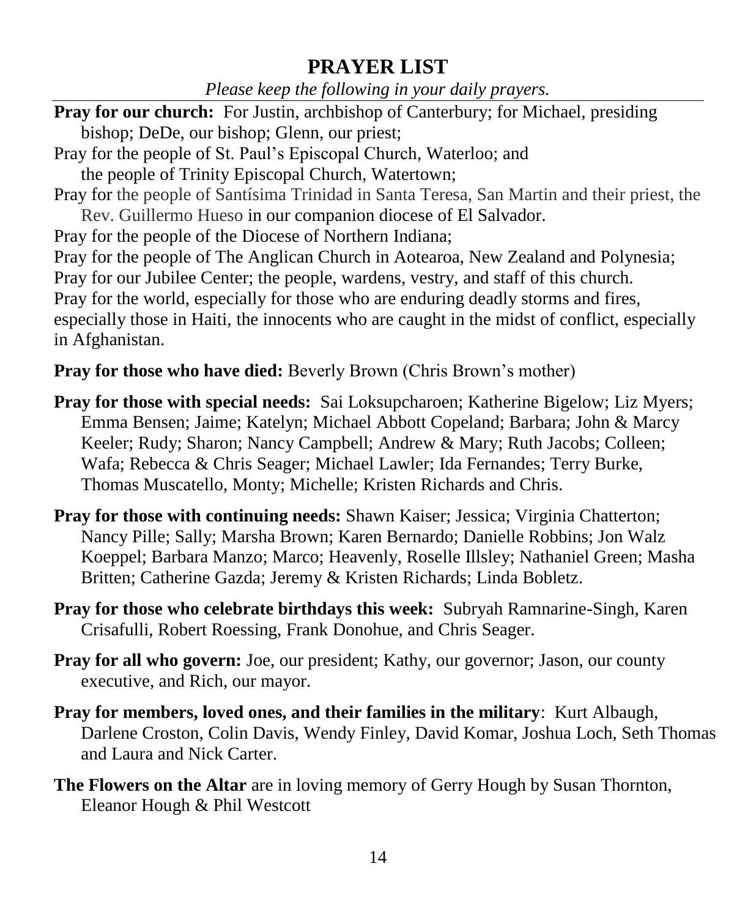# PRAYER LIST

*Please keep the following in your daily prayers.*

**Pray for our church:** For Justin, archbishop of Canterbury; for Michael, presiding bishop; DeDe, our bishop; Glenn, our priest;

Pray for the people of St. Paul's Episcopal Church, Waterloo; and the people of Trinity Episcopal Church, Watertown;

Pray for the people of Santísima Trinidad in Santa Teresa, San Martin and their priest, the Rev. Guillermo Hueso in our companion diocese of El Salvador.

Pray for the people of the Diocese of Northern Indiana;

Pray for the people of The Anglican Church in Aotearoa, New Zealand and Polynesia;

Pray for our Jubilee Center; the people, wardens, vestry, and staff of this church.

Pray for the world, especially for those who are enduring deadly storms and fires, especially those in Haiti, the innocents who are caught in the midst of conflict, especially in Afghanistan.

**Pray for those who have died:** Beverly Brown (Chris Brown's mother)

**Pray for those with special needs:** Sai Loksupcharoen; Katherine Bigelow; Liz Myers; Emma Bensen; Jaime; Katelyn; Michael Abbott Copeland; Barbara; John & Marcy Keeler; Rudy; Sharon; Nancy Campbell; Andrew & Mary; Ruth Jacobs; Colleen; Wafa; Rebecca & Chris Seager; Michael Lawler; Ida Fernandes; Terry Burke, Thomas Muscatello, Monty; Michelle; Kristen Richards and Chris.

**Pray for those with continuing needs:** Shawn Kaiser; Jessica; Virginia Chatterton; Nancy Pille; Sally; Marsha Brown; Karen Bernardo; Danielle Robbins; Jon Walz Koeppel; Barbara Manzo; Marco; Heavenly, Roselle Illsley; Nathaniel Green; Masha Britten; Catherine Gazda; Jeremy & Kristen Richards; Linda Bobletz.

**Pray for those who celebrate birthdays this week:** Subryah Ramnarine-Singh, Karen Crisafulli, Robert Roessing, Frank Donohue, and Chris Seager.

**Pray for all who govern:** Joe, our president; Kathy, our governor; Jason, our county executive, and Rich, our mayor.

**Pray for members, loved ones, and their families in the military**: Kurt Albaugh, Darlene Croston, Colin Davis, Wendy Finley, David Komar, Joshua Loch, Seth Thomas and Laura and Nick Carter.

**The Flowers on the Altar** are in loving memory of Gerry Hough by Susan Thornton, Eleanor Hough & Phil Westcott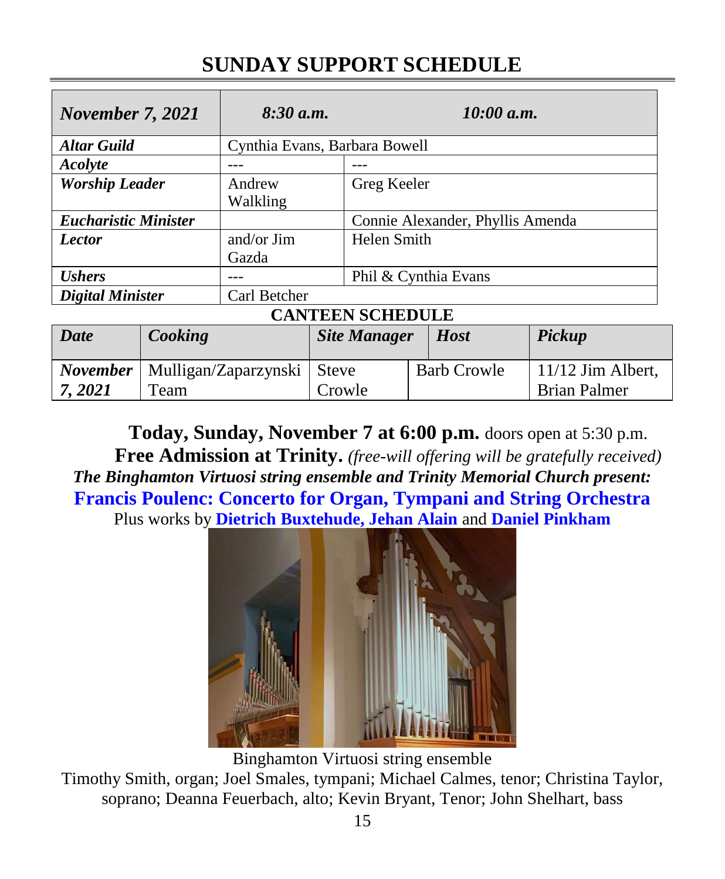# SUNDAY SUPPORT SCHEDULE

| *November 7, 2021* | *8:30 a.m.* | *10:00 a.m.* |
|---|---|---|
| ***Altar Guild*** | Cynthia Evans, Barbara Bowell | |
| ***Acolyte*** | --- | --- |
| ***Worship Leader*** | Andrew Walkling | Greg Keeler |
| ***Eucharistic Minister*** | | Connie Alexander, Phyllis Amenda |
| ***Lector*** | and/or Jim Gazda | Helen Smith |
| ***Ushers*** | --- | Phil & Cynthia Evans |
| ***Digital Minister*** | Carl Betcher | |

**CANTEEN SCHEDULE**

| *Date* | *Cooking* | *Site Manager* | *Host* | *Pickup* |
|---|---|---|---|---|
| ***November 7, 2021*** | Mulligan/Zaparzynski Team | Steve Crowle | Barb Crowle | 11/12 Jim Albert, Brian Palmer |

**Today, Sunday, November 7 at 6:00 p.m.** doors open at 5:30 p.m.

**Free Admission at Trinity.** *(free-will offering will be gratefully received)*

***The Binghamton Virtuosi string ensemble and Trinity Memorial Church present:***

**Francis Poulenc: Concerto for Organ, Tympani and String Orchestra**

Plus works by **Dietrich Buxtehude, Jehan Alain** and **Daniel Pinkham**

Binghamton Virtuosi string ensemble

Timothy Smith, organ; Joel Smales, tympani; Michael Calmes, tenor; Christina Taylor, soprano; Deanna Feuerbach, alto; Kevin Bryant, Tenor; John Shelhart, bass